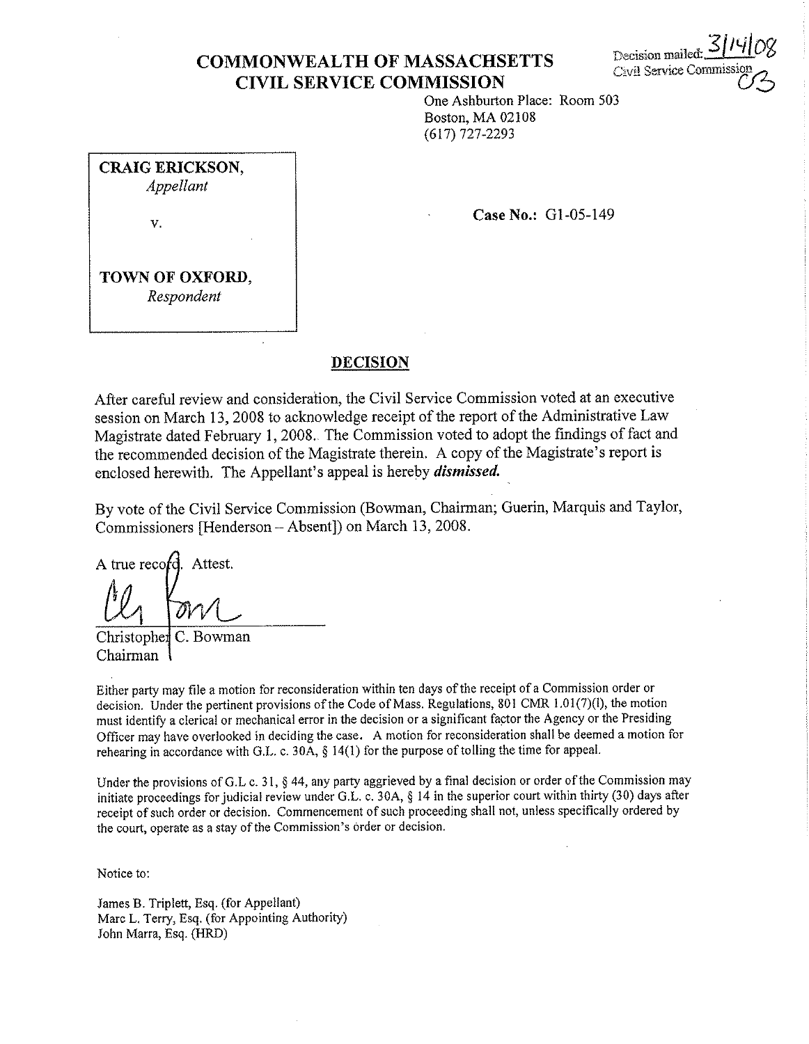# COMMONWEALTH OF MASSACHSETTS
# CIVIL SERVICE COMMISSION

Decision mailed: 3/14/08
Civil Service Commission

One Ashburton Place: Room 503
Boston, MA 02108
(617) 727-2293

**CRAIG ERICKSON,**
*Appellant*

v.

**TOWN OF OXFORD,**
*Respondent*

**Case No.:** G1-05-149

## DECISION

After careful review and consideration, the Civil Service Commission voted at an executive session on March 13, 2008 to acknowledge receipt of the report of the Administrative Law Magistrate dated February 1, 2008. The Commission voted to adopt the findings of fact and the recommended decision of the Magistrate therein. A copy of the Magistrate's report is enclosed herewith. The Appellant's appeal is hereby ***dismissed.***

By vote of the Civil Service Commission (Bowman, Chairman; Guerin, Marquis and Taylor, Commissioners [Henderson – Absent]) on March 13, 2008.

A true record. Attest.

Christopher C. Bowman
Chairman

Either party may file a motion for reconsideration within ten days of the receipt of a Commission order or decision. Under the pertinent provisions of the Code of Mass. Regulations, 801 CMR 1.01(7)(l), the motion must identify a clerical or mechanical error in the decision or a significant factor the Agency or the Presiding Officer may have overlooked in deciding the case. A motion for reconsideration shall be deemed a motion for rehearing in accordance with G.L. c. 30A, § 14(1) for the purpose of tolling the time for appeal.

Under the provisions of G.L c. 31, § 44, any party aggrieved by a final decision or order of the Commission may initiate proceedings for judicial review under G.L. c. 30A, § 14 in the superior court within thirty (30) days after receipt of such order or decision. Commencement of such proceeding shall not, unless specifically ordered by the court, operate as a stay of the Commission's order or decision.

Notice to:

James B. Triplett, Esq. (for Appellant)
Marc L. Terry, Esq. (for Appointing Authority)
John Marra, Esq. (HRD)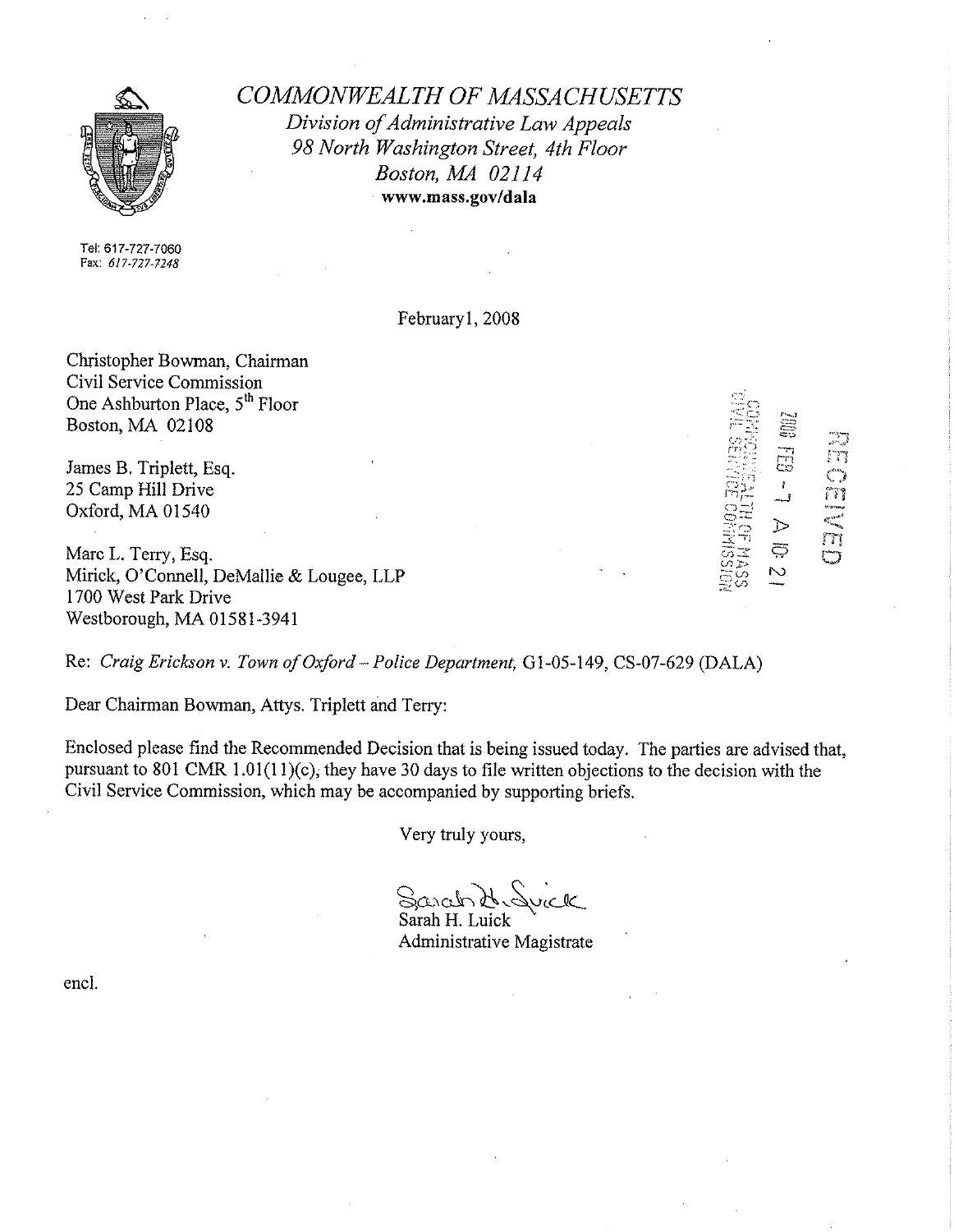*COMMONWEALTH OF MASSACHUSETTS*

*Division of Administrative Law Appeals*
*98 North Washington Street, 4th Floor*
*Boston, MA 02114*
**www.mass.gov/dala**

Tel: 617-727-7060
Fax: *617-727-7248*

February1, 2008

RECEIVED
2008 FEB -7 A 10: 21
COMMONWEALTH OF MASS
CIVIL SERVICE COMMISSION

Christopher Bowman, Chairman
Civil Service Commission
One Ashburton Place, 5th Floor
Boston, MA 02108

James B. Triplett, Esq.
25 Camp Hill Drive
Oxford, MA 01540

Marc L. Terry, Esq.
Mirick, O'Connell, DeMallie & Lougee, LLP
1700 West Park Drive
Westborough, MA 01581-3941

Re: *Craig Erickson v. Town of Oxford – Police Department,* G1-05-149, CS-07-629 (DALA)

Dear Chairman Bowman, Attys. Triplett and Terry:

Enclosed please find the Recommended Decision that is being issued today. The parties are advised that, pursuant to 801 CMR 1.01(11)(c), they have 30 days to file written objections to the decision with the Civil Service Commission, which may be accompanied by supporting briefs.

Very truly yours,

Sarah H. Luick
Administrative Magistrate

encl.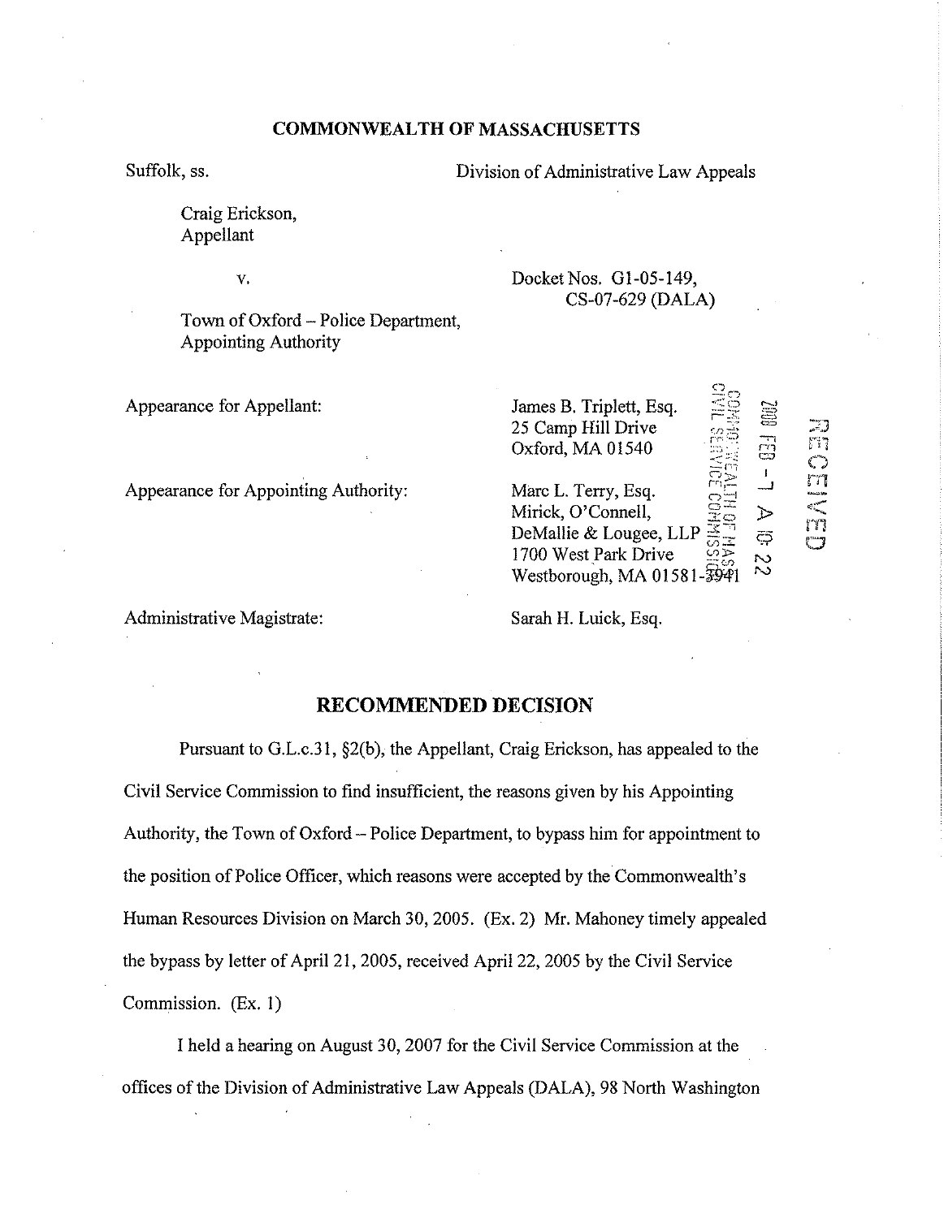**COMMONWEALTH OF MASSACHUSETTS**

Suffolk, ss. Division of Administrative Law Appeals

Craig Erickson,
Appellant

v.

Town of Oxford – Police Department,
Appointing Authority

Docket Nos. G1-05-149,
CS-07-629 (DALA)

Appearance for Appellant:

James B. Triplett, Esq.
25 Camp Hill Drive
Oxford, MA 01540

Appearance for Appointing Authority:

Marc L. Terry, Esq.
Mirick, O'Connell,
DeMallie & Lougee, LLP
1700 West Park Drive
Westborough, MA 01581-3941

Administrative Magistrate:

Sarah H. Luick, Esq.

## RECOMMENDED DECISION

Pursuant to G.L.c.31, §2(b), the Appellant, Craig Erickson, has appealed to the Civil Service Commission to find insufficient, the reasons given by his Appointing Authority, the Town of Oxford – Police Department, to bypass him for appointment to the position of Police Officer, which reasons were accepted by the Commonwealth's Human Resources Division on March 30, 2005. (Ex. 2) Mr. Mahoney timely appealed the bypass by letter of April 21, 2005, received April 22, 2005 by the Civil Service Commission. (Ex. 1)

I held a hearing on August 30, 2007 for the Civil Service Commission at the offices of the Division of Administrative Law Appeals (DALA), 98 North Washington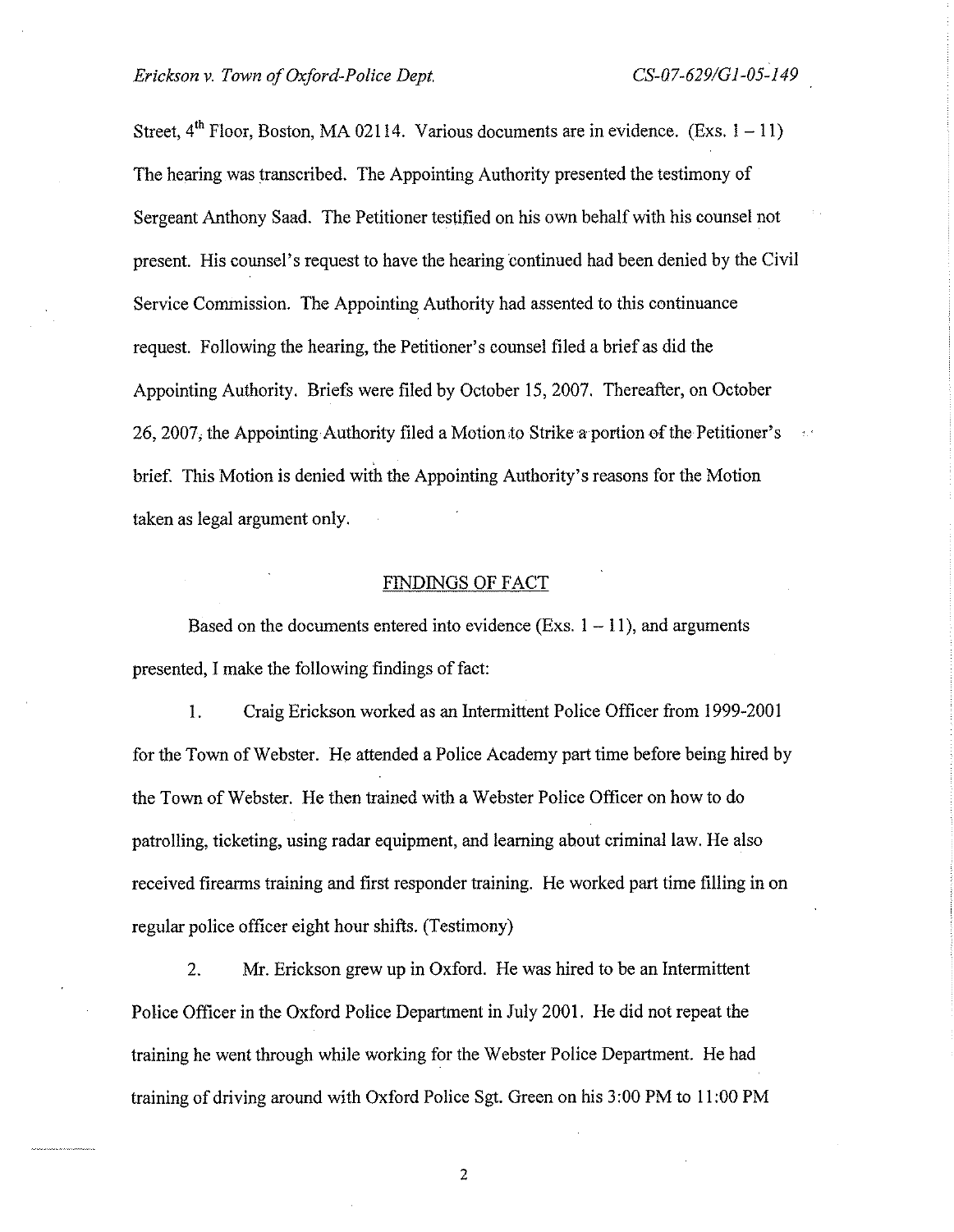Street, 4th Floor, Boston, MA 02114. Various documents are in evidence. (Exs. 1 – 11) The hearing was transcribed. The Appointing Authority presented the testimony of Sergeant Anthony Saad. The Petitioner testified on his own behalf with his counsel not present. His counsel's request to have the hearing continued had been denied by the Civil Service Commission. The Appointing Authority had assented to this continuance request. Following the hearing, the Petitioner's counsel filed a brief as did the Appointing Authority. Briefs were filed by October 15, 2007. Thereafter, on October 26, 2007, the Appointing Authority filed a Motion to Strike a portion of the Petitioner's brief. This Motion is denied with the Appointing Authority's reasons for the Motion taken as legal argument only.

## FINDINGS OF FACT

Based on the documents entered into evidence (Exs. 1 – 11), and arguments presented, I make the following findings of fact:

1. Craig Erickson worked as an Intermittent Police Officer from 1999-2001 for the Town of Webster. He attended a Police Academy part time before being hired by the Town of Webster. He then trained with a Webster Police Officer on how to do patrolling, ticketing, using radar equipment, and learning about criminal law. He also received firearms training and first responder training. He worked part time filling in on regular police officer eight hour shifts. (Testimony)

2. Mr. Erickson grew up in Oxford. He was hired to be an Intermittent Police Officer in the Oxford Police Department in July 2001. He did not repeat the training he went through while working for the Webster Police Department. He had training of driving around with Oxford Police Sgt. Green on his 3:00 PM to 11:00 PM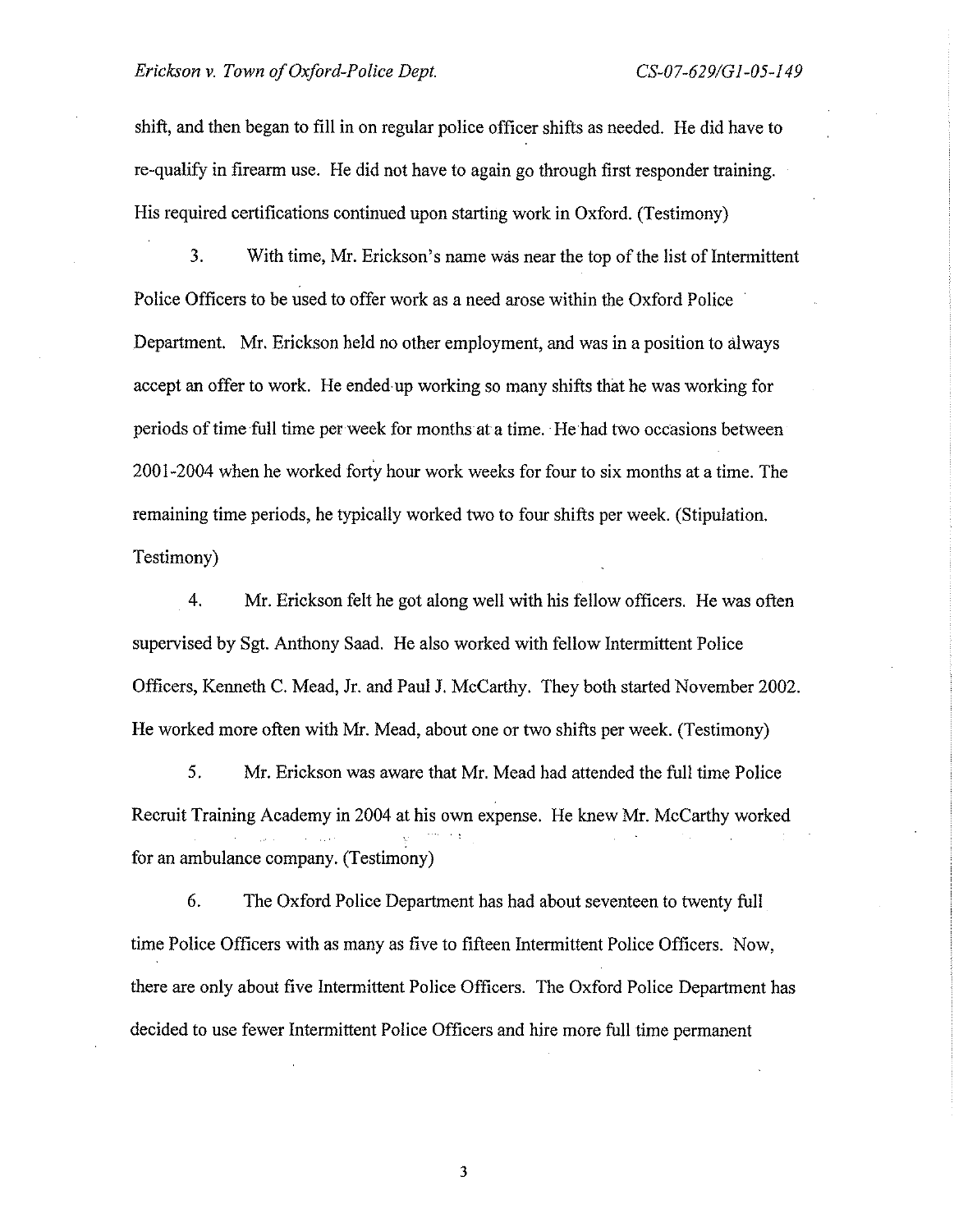shift, and then began to fill in on regular police officer shifts as needed. He did have to re-qualify in firearm use. He did not have to again go through first responder training. His required certifications continued upon starting work in Oxford. (Testimony)

3. With time, Mr. Erickson's name was near the top of the list of Intermittent Police Officers to be used to offer work as a need arose within the Oxford Police Department. Mr. Erickson held no other employment, and was in a position to always accept an offer to work. He ended up working so many shifts that he was working for periods of time full time per week for months at a time. He had two occasions between 2001-2004 when he worked forty hour work weeks for four to six months at a time. The remaining time periods, he typically worked two to four shifts per week. (Stipulation. Testimony)

4. Mr. Erickson felt he got along well with his fellow officers. He was often supervised by Sgt. Anthony Saad. He also worked with fellow Intermittent Police Officers, Kenneth C. Mead, Jr. and Paul J. McCarthy. They both started November 2002. He worked more often with Mr. Mead, about one or two shifts per week. (Testimony)

5. Mr. Erickson was aware that Mr. Mead had attended the full time Police Recruit Training Academy in 2004 at his own expense. He knew Mr. McCarthy worked for an ambulance company. (Testimony)

6. The Oxford Police Department has had about seventeen to twenty full time Police Officers with as many as five to fifteen Intermittent Police Officers. Now, there are only about five Intermittent Police Officers. The Oxford Police Department has decided to use fewer Intermittent Police Officers and hire more full time permanent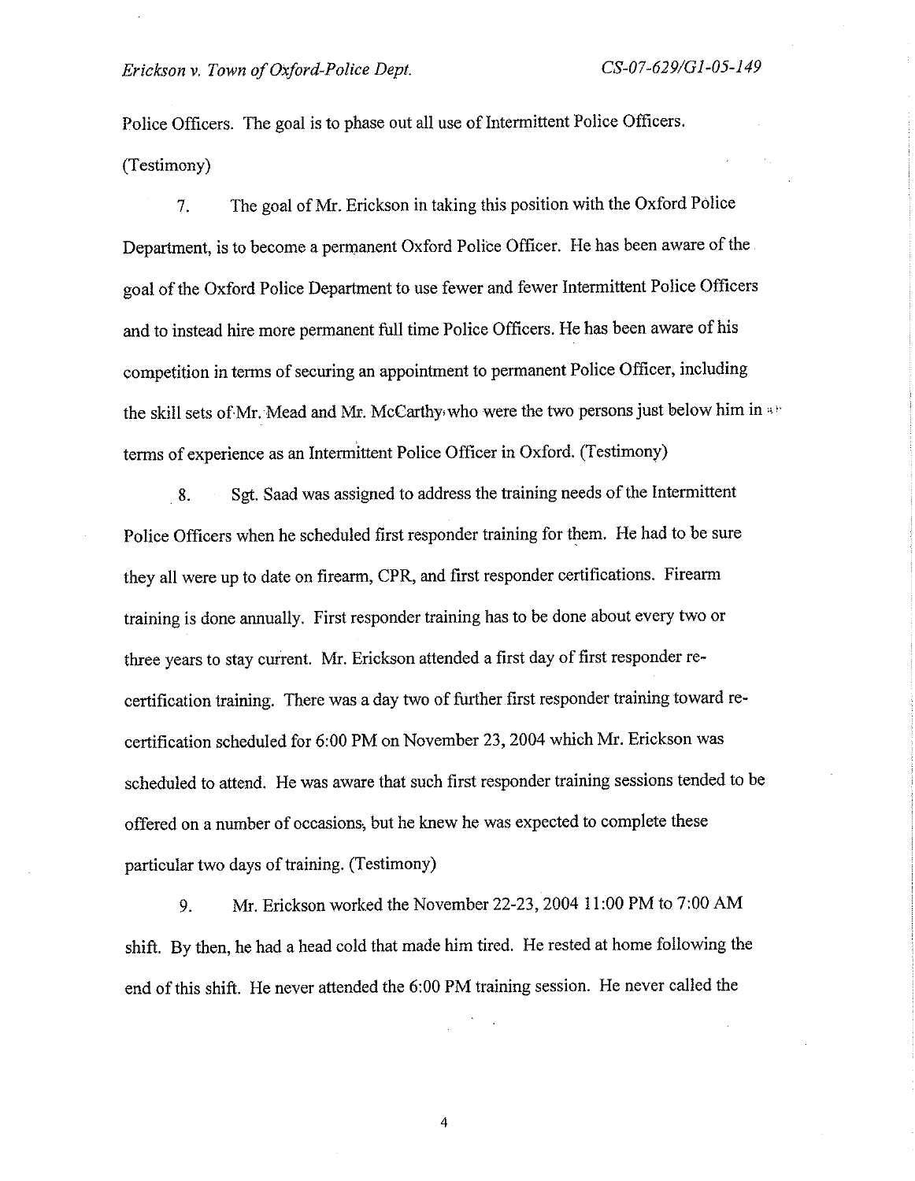Police Officers. The goal is to phase out all use of Intermittent Police Officers. (Testimony)

7. The goal of Mr. Erickson in taking this position with the Oxford Police Department, is to become a permanent Oxford Police Officer. He has been aware of the goal of the Oxford Police Department to use fewer and fewer Intermittent Police Officers and to instead hire more permanent full time Police Officers. He has been aware of his competition in terms of securing an appointment to permanent Police Officer, including the skill sets of Mr. Mead and Mr. McCarthy who were the two persons just below him in terms of experience as an Intermittent Police Officer in Oxford. (Testimony)

8. Sgt. Saad was assigned to address the training needs of the Intermittent Police Officers when he scheduled first responder training for them. He had to be sure they all were up to date on firearm, CPR, and first responder certifications. Firearm training is done annually. First responder training has to be done about every two or three years to stay current. Mr. Erickson attended a first day of first responder re-certification training. There was a day two of further first responder training toward re-certification scheduled for 6:00 PM on November 23, 2004 which Mr. Erickson was scheduled to attend. He was aware that such first responder training sessions tended to be offered on a number of occasions, but he knew he was expected to complete these particular two days of training. (Testimony)

9. Mr. Erickson worked the November 22-23, 2004 11:00 PM to 7:00 AM shift. By then, he had a head cold that made him tired. He rested at home following the end of this shift. He never attended the 6:00 PM training session. He never called the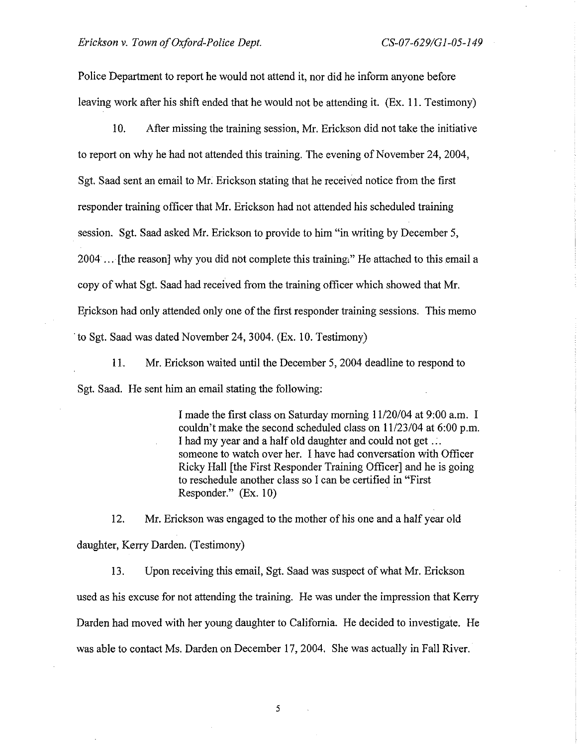Police Department to report he would not attend it, nor did he inform anyone before leaving work after his shift ended that he would not be attending it. (Ex. 11. Testimony)

10. After missing the training session, Mr. Erickson did not take the initiative to report on why he had not attended this training. The evening of November 24, 2004, Sgt. Saad sent an email to Mr. Erickson stating that he received notice from the first responder training officer that Mr. Erickson had not attended his scheduled training session. Sgt. Saad asked Mr. Erickson to provide to him "in writing by December 5, 2004 … [the reason] why you did not complete this training." He attached to this email a copy of what Sgt. Saad had received from the training officer which showed that Mr. Erickson had only attended only one of the first responder training sessions. This memo to Sgt. Saad was dated November 24, 3004. (Ex. 10. Testimony)

11. Mr. Erickson waited until the December 5, 2004 deadline to respond to Sgt. Saad. He sent him an email stating the following:

> I made the first class on Saturday morning 11/20/04 at 9:00 a.m. I couldn't make the second scheduled class on 11/23/04 at 6:00 p.m. I had my year and a half old daughter and could not get … someone to watch over her. I have had conversation with Officer Ricky Hall [the First Responder Training Officer] and he is going to reschedule another class so I can be certified in "First Responder." (Ex. 10)

12. Mr. Erickson was engaged to the mother of his one and a half year old daughter, Kerry Darden. (Testimony)

13. Upon receiving this email, Sgt. Saad was suspect of what Mr. Erickson used as his excuse for not attending the training. He was under the impression that Kerry Darden had moved with her young daughter to California. He decided to investigate. He was able to contact Ms. Darden on December 17, 2004. She was actually in Fall River.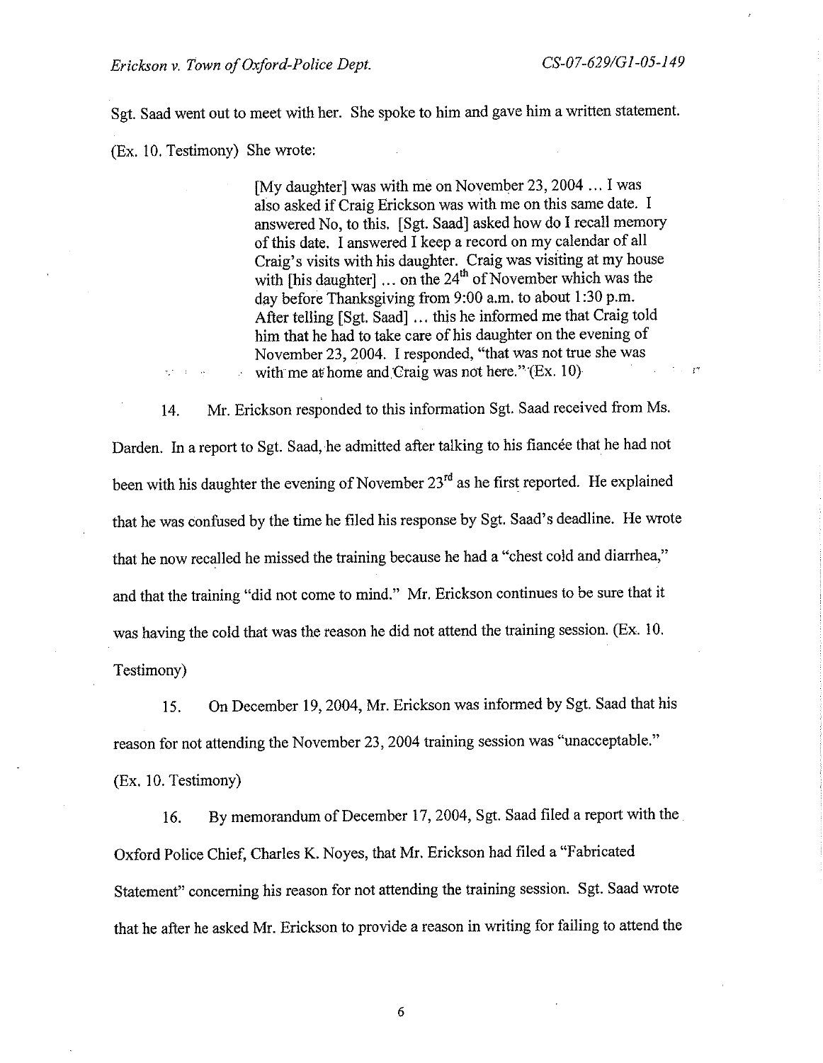Sgt. Saad went out to meet with her. She spoke to him and gave him a written statement. (Ex. 10. Testimony) She wrote:

> [My daughter] was with me on November 23, 2004 ... I was also asked if Craig Erickson was with me on this same date. I answered No, to this. [Sgt. Saad] asked how do I recall memory of this date. I answered I keep a record on my calendar of all Craig's visits with his daughter. Craig was visiting at my house with [his daughter] ... on the 24th of November which was the day before Thanksgiving from 9:00 a.m. to about 1:30 p.m. After telling [Sgt. Saad] ... this he informed me that Craig told him that he had to take care of his daughter on the evening of November 23, 2004. I responded, "that was not true she was with me at home and Craig was not here." (Ex. 10)

14. Mr. Erickson responded to this information Sgt. Saad received from Ms. Darden. In a report to Sgt. Saad, he admitted after talking to his fiancée that he had not been with his daughter the evening of November 23rd as he first reported. He explained that he was confused by the time he filed his response by Sgt. Saad's deadline. He wrote that he now recalled he missed the training because he had a "chest cold and diarrhea," and that the training "did not come to mind." Mr. Erickson continues to be sure that it was having the cold that was the reason he did not attend the training session. (Ex. 10. Testimony)

15. On December 19, 2004, Mr. Erickson was informed by Sgt. Saad that his reason for not attending the November 23, 2004 training session was "unacceptable." (Ex. 10. Testimony)

16. By memorandum of December 17, 2004, Sgt. Saad filed a report with the Oxford Police Chief, Charles K. Noyes, that Mr. Erickson had filed a "Fabricated Statement" concerning his reason for not attending the training session. Sgt. Saad wrote that he after he asked Mr. Erickson to provide a reason in writing for failing to attend the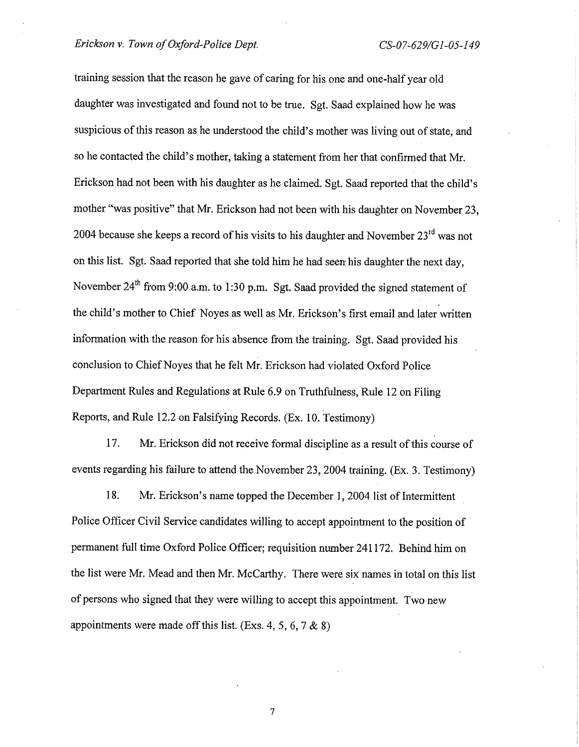training session that the reason he gave of caring for his one and one-half year old daughter was investigated and found not to be true. Sgt. Saad explained how he was suspicious of this reason as he understood the child's mother was living out of state, and so he contacted the child's mother, taking a statement from her that confirmed that Mr. Erickson had not been with his daughter as he claimed. Sgt. Saad reported that the child's mother "was positive" that Mr. Erickson had not been with his daughter on November 23, 2004 because she keeps a record of his visits to his daughter and November 23rd was not on this list. Sgt. Saad reported that she told him he had seen his daughter the next day, November 24th from 9:00 a.m. to 1:30 p.m. Sgt. Saad provided the signed statement of the child's mother to Chief Noyes as well as Mr. Erickson's first email and later written information with the reason for his absence from the training. Sgt. Saad provided his conclusion to Chief Noyes that he felt Mr. Erickson had violated Oxford Police Department Rules and Regulations at Rule 6.9 on Truthfulness, Rule 12 on Filing Reports, and Rule 12.2 on Falsifying Records. (Ex. 10. Testimony)

17. Mr. Erickson did not receive formal discipline as a result of this course of events regarding his failure to attend the November 23, 2004 training. (Ex. 3. Testimony)

18. Mr. Erickson's name topped the December 1, 2004 list of Intermittent Police Officer Civil Service candidates willing to accept appointment to the position of permanent full time Oxford Police Officer; requisition number 241172. Behind him on the list were Mr. Mead and then Mr. McCarthy. There were six names in total on this list of persons who signed that they were willing to accept this appointment. Two new appointments were made off this list. (Exs. 4, 5, 6, 7 & 8)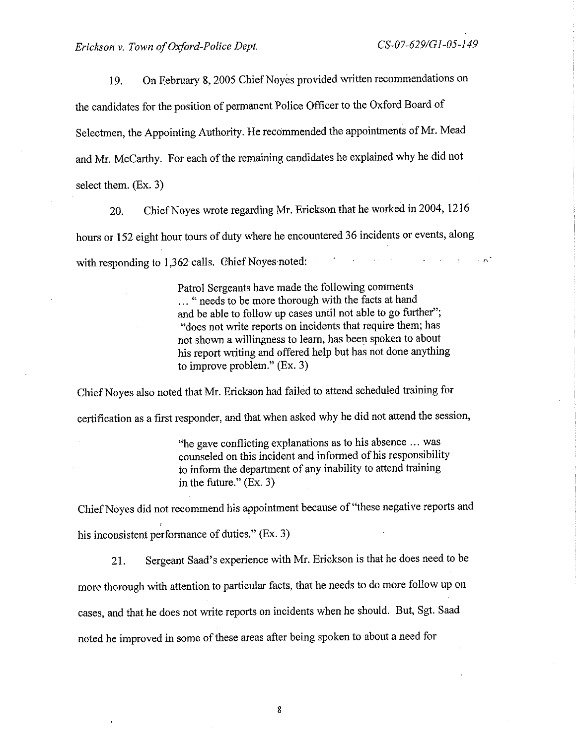19. On February 8, 2005 Chief Noyes provided written recommendations on the candidates for the position of permanent Police Officer to the Oxford Board of Selectmen, the Appointing Authority. He recommended the appointments of Mr. Mead and Mr. McCarthy. For each of the remaining candidates he explained why he did not select them. (Ex. 3)

20. Chief Noyes wrote regarding Mr. Erickson that he worked in 2004, 1216 hours or 152 eight hour tours of duty where he encountered 36 incidents or events, along with responding to 1,362 calls. Chief Noyes noted:

> Patrol Sergeants have made the following comments … " needs to be more thorough with the facts at hand and be able to follow up cases until not able to go further"; "does not write reports on incidents that require them; has not shown a willingness to learn, has been spoken to about his report writing and offered help but has not done anything to improve problem." (Ex. 3)

Chief Noyes also noted that Mr. Erickson had failed to attend scheduled training for certification as a first responder, and that when asked why he did not attend the session,

> "he gave conflicting explanations as to his absence … was counseled on this incident and informed of his responsibility to inform the department of any inability to attend training in the future." (Ex. 3)

Chief Noyes did not recommend his appointment because of "these negative reports and his inconsistent performance of duties." (Ex. 3)

21. Sergeant Saad's experience with Mr. Erickson is that he does need to be more thorough with attention to particular facts, that he needs to do more follow up on cases, and that he does not write reports on incidents when he should. But, Sgt. Saad noted he improved in some of these areas after being spoken to about a need for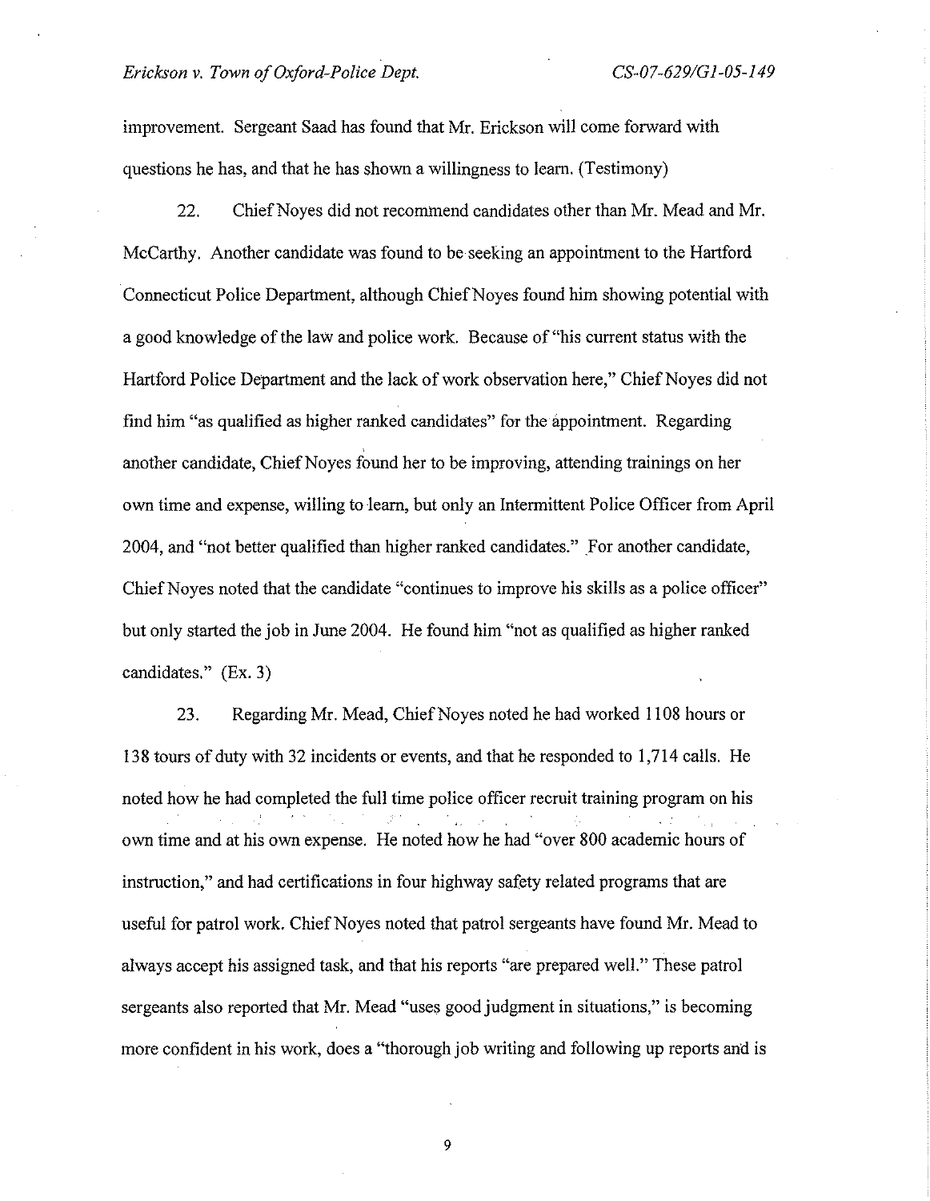improvement. Sergeant Saad has found that Mr. Erickson will come forward with questions he has, and that he has shown a willingness to learn. (Testimony)

22. Chief Noyes did not recommend candidates other than Mr. Mead and Mr. McCarthy. Another candidate was found to be seeking an appointment to the Hartford Connecticut Police Department, although Chief Noyes found him showing potential with a good knowledge of the law and police work. Because of "his current status with the Hartford Police Department and the lack of work observation here," Chief Noyes did not find him "as qualified as higher ranked candidates" for the appointment. Regarding another candidate, Chief Noyes found her to be improving, attending trainings on her own time and expense, willing to learn, but only an Intermittent Police Officer from April 2004, and "not better qualified than higher ranked candidates." For another candidate, Chief Noyes noted that the candidate "continues to improve his skills as a police officer" but only started the job in June 2004. He found him "not as qualified as higher ranked candidates." (Ex. 3)

23. Regarding Mr. Mead, Chief Noyes noted he had worked 1108 hours or 138 tours of duty with 32 incidents or events, and that he responded to 1,714 calls. He noted how he had completed the full time police officer recruit training program on his own time and at his own expense. He noted how he had "over 800 academic hours of instruction," and had certifications in four highway safety related programs that are useful for patrol work. Chief Noyes noted that patrol sergeants have found Mr. Mead to always accept his assigned task, and that his reports "are prepared well." These patrol sergeants also reported that Mr. Mead "uses good judgment in situations," is becoming more confident in his work, does a "thorough job writing and following up reports and is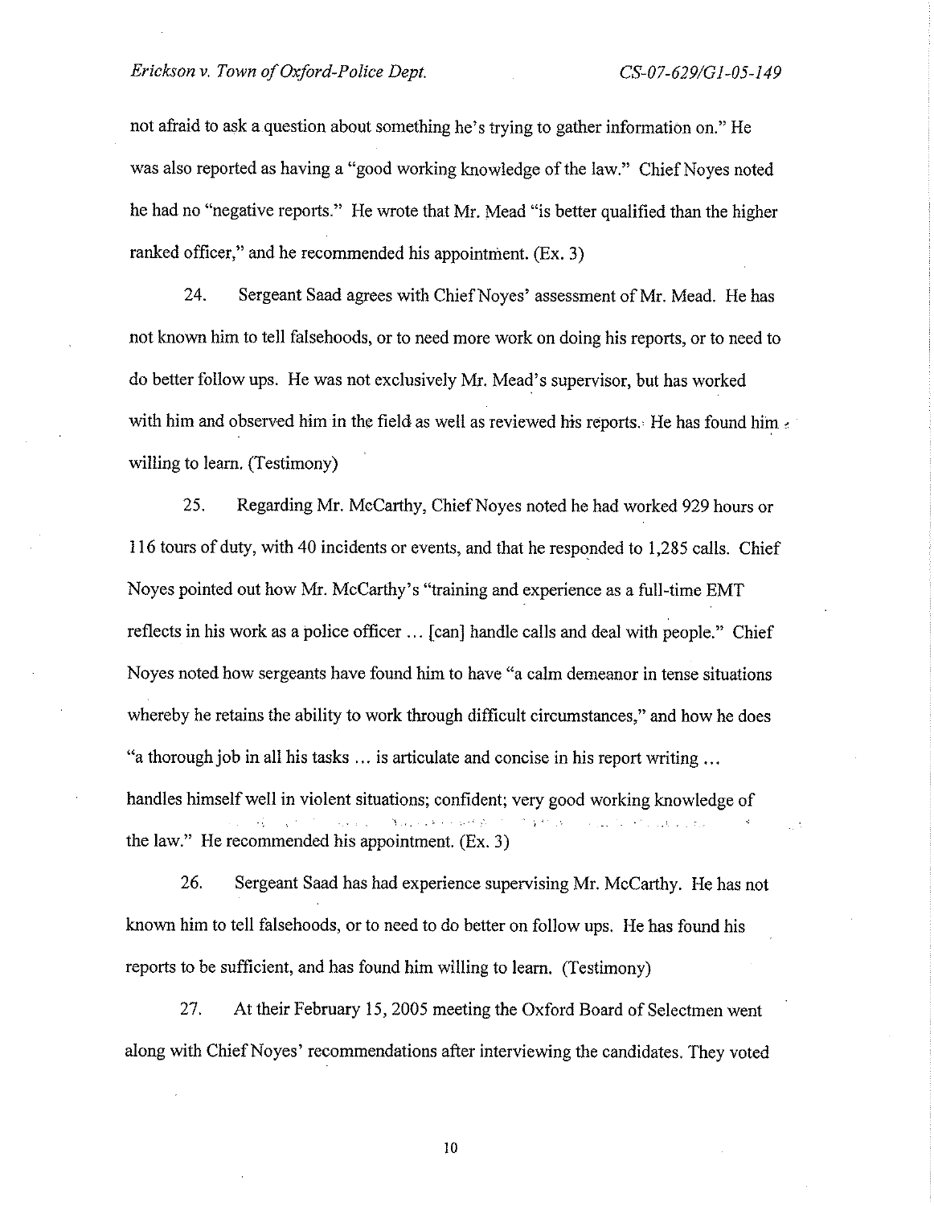not afraid to ask a question about something he's trying to gather information on." He was also reported as having a "good working knowledge of the law." Chief Noyes noted he had no "negative reports." He wrote that Mr. Mead "is better qualified than the higher ranked officer," and he recommended his appointment. (Ex. 3)

24. Sergeant Saad agrees with Chief Noyes' assessment of Mr. Mead. He has not known him to tell falsehoods, or to need more work on doing his reports, or to need to do better follow ups. He was not exclusively Mr. Mead's supervisor, but has worked with him and observed him in the field as well as reviewed his reports. He has found him willing to learn. (Testimony)

25. Regarding Mr. McCarthy, Chief Noyes noted he had worked 929 hours or 116 tours of duty, with 40 incidents or events, and that he responded to 1,285 calls. Chief Noyes pointed out how Mr. McCarthy's "training and experience as a full-time EMT reflects in his work as a police officer … [can] handle calls and deal with people." Chief Noyes noted how sergeants have found him to have "a calm demeanor in tense situations whereby he retains the ability to work through difficult circumstances," and how he does "a thorough job in all his tasks … is articulate and concise in his report writing … handles himself well in violent situations; confident; very good working knowledge of the law." He recommended his appointment. (Ex. 3)

26. Sergeant Saad has had experience supervising Mr. McCarthy. He has not known him to tell falsehoods, or to need to do better on follow ups. He has found his reports to be sufficient, and has found him willing to learn. (Testimony)

27. At their February 15, 2005 meeting the Oxford Board of Selectmen went along with Chief Noyes' recommendations after interviewing the candidates. They voted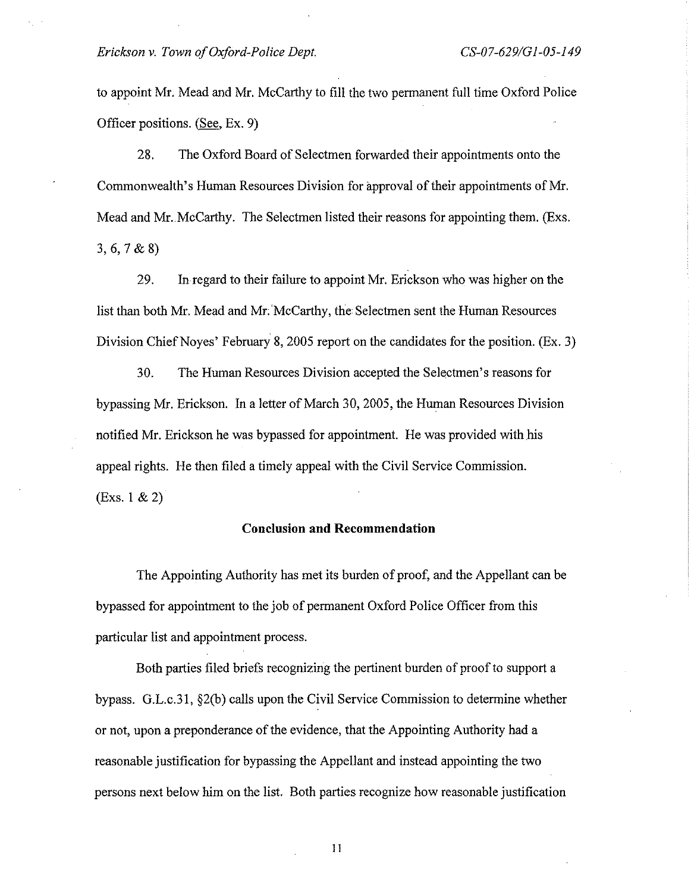to appoint Mr. Mead and Mr. McCarthy to fill the two permanent full time Oxford Police Officer positions. (See, Ex. 9)

28. The Oxford Board of Selectmen forwarded their appointments onto the Commonwealth's Human Resources Division for approval of their appointments of Mr. Mead and Mr. McCarthy. The Selectmen listed their reasons for appointing them. (Exs. 3, 6, 7 & 8)

29. In regard to their failure to appoint Mr. Erickson who was higher on the list than both Mr. Mead and Mr. McCarthy, the Selectmen sent the Human Resources Division Chief Noyes' February 8, 2005 report on the candidates for the position. (Ex. 3)

30. The Human Resources Division accepted the Selectmen's reasons for bypassing Mr. Erickson. In a letter of March 30, 2005, the Human Resources Division notified Mr. Erickson he was bypassed for appointment. He was provided with his appeal rights. He then filed a timely appeal with the Civil Service Commission. (Exs. 1 & 2)

## Conclusion and Recommendation

The Appointing Authority has met its burden of proof, and the Appellant can be bypassed for appointment to the job of permanent Oxford Police Officer from this particular list and appointment process.

Both parties filed briefs recognizing the pertinent burden of proof to support a bypass. G.L.c.31, §2(b) calls upon the Civil Service Commission to determine whether or not, upon a preponderance of the evidence, that the Appointing Authority had a reasonable justification for bypassing the Appellant and instead appointing the two persons next below him on the list. Both parties recognize how reasonable justification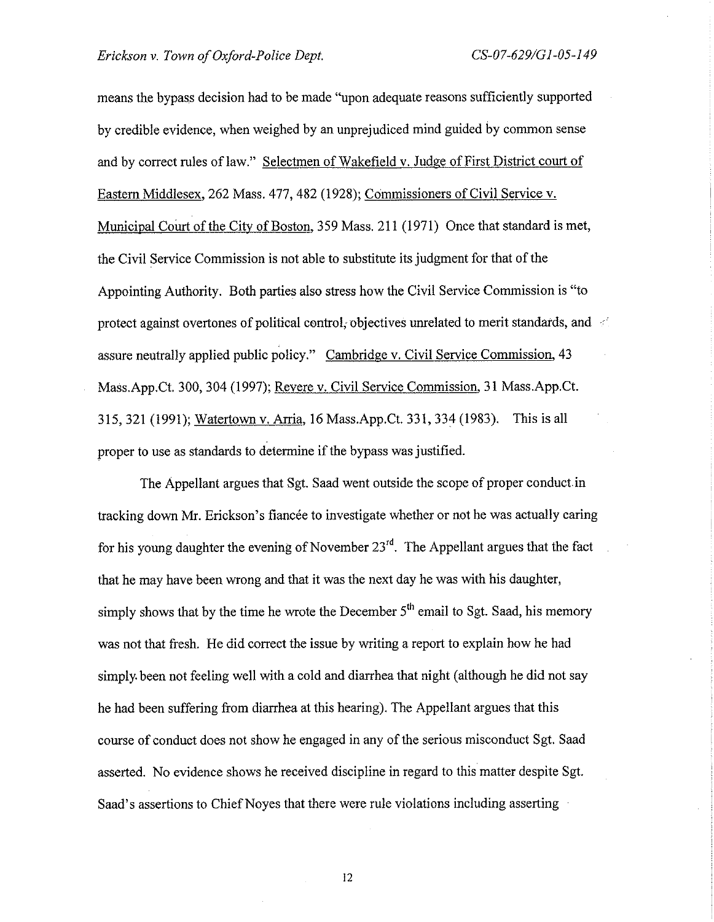means the bypass decision had to be made "upon adequate reasons sufficiently supported by credible evidence, when weighed by an unprejudiced mind guided by common sense and by correct rules of law." Selectmen of Wakefield v. Judge of First District court of Eastern Middlesex, 262 Mass. 477, 482 (1928); Commissioners of Civil Service v. Municipal Court of the City of Boston, 359 Mass. 211 (1971) Once that standard is met, the Civil Service Commission is not able to substitute its judgment for that of the Appointing Authority. Both parties also stress how the Civil Service Commission is "to protect against overtones of political control, objectives unrelated to merit standards, and assure neutrally applied public policy." Cambridge v. Civil Service Commission, 43 Mass.App.Ct. 300, 304 (1997); Revere v. Civil Service Commission, 31 Mass.App.Ct. 315, 321 (1991); Watertown v. Arria, 16 Mass.App.Ct. 331, 334 (1983). This is all proper to use as standards to determine if the bypass was justified.

The Appellant argues that Sgt. Saad went outside the scope of proper conduct in tracking down Mr. Erickson's fiancée to investigate whether or not he was actually caring for his young daughter the evening of November 23rd. The Appellant argues that the fact that he may have been wrong and that it was the next day he was with his daughter, simply shows that by the time he wrote the December 5th email to Sgt. Saad, his memory was not that fresh. He did correct the issue by writing a report to explain how he had simply been not feeling well with a cold and diarrhea that night (although he did not say he had been suffering from diarrhea at this hearing). The Appellant argues that this course of conduct does not show he engaged in any of the serious misconduct Sgt. Saad asserted. No evidence shows he received discipline in regard to this matter despite Sgt. Saad's assertions to Chief Noyes that there were rule violations including asserting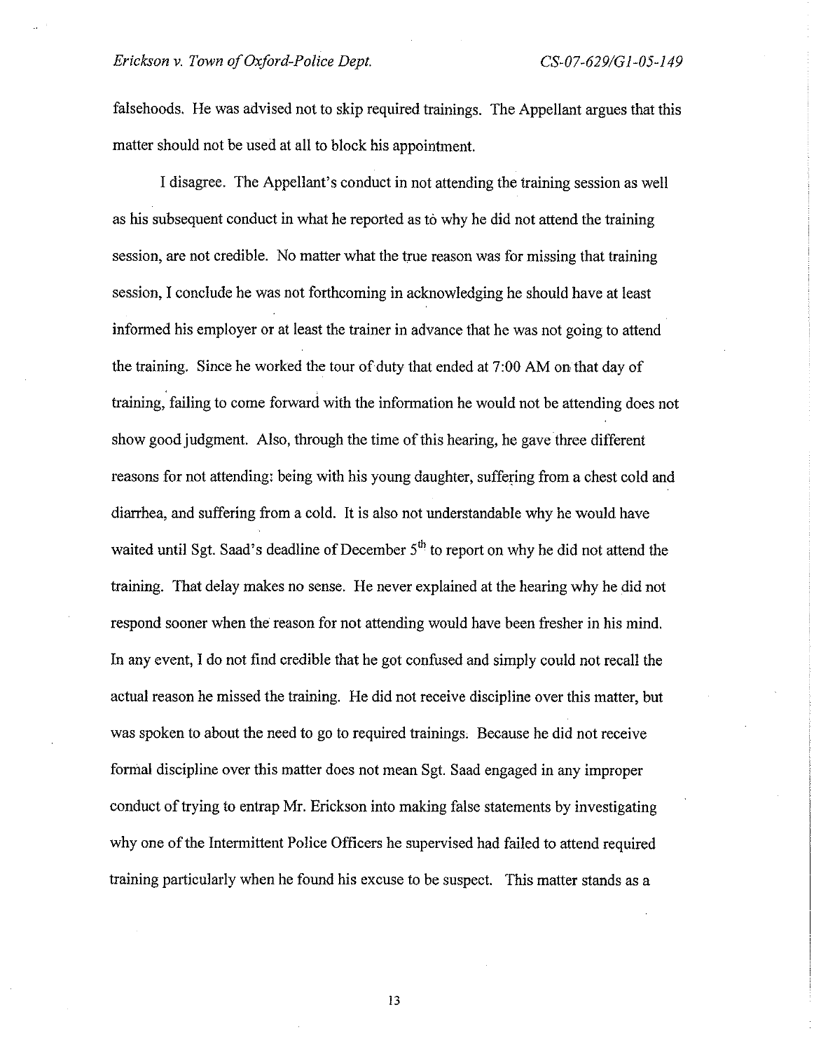falsehoods. He was advised not to skip required trainings. The Appellant argues that this matter should not be used at all to block his appointment.

I disagree. The Appellant's conduct in not attending the training session as well as his subsequent conduct in what he reported as to why he did not attend the training session, are not credible. No matter what the true reason was for missing that training session, I conclude he was not forthcoming in acknowledging he should have at least informed his employer or at least the trainer in advance that he was not going to attend the training. Since he worked the tour of duty that ended at 7:00 AM on that day of training, failing to come forward with the information he would not be attending does not show good judgment. Also, through the time of this hearing, he gave three different reasons for not attending: being with his young daughter, suffering from a chest cold and diarrhea, and suffering from a cold. It is also not understandable why he would have waited until Sgt. Saad's deadline of December 5th to report on why he did not attend the training. That delay makes no sense. He never explained at the hearing why he did not respond sooner when the reason for not attending would have been fresher in his mind. In any event, I do not find credible that he got confused and simply could not recall the actual reason he missed the training. He did not receive discipline over this matter, but was spoken to about the need to go to required trainings. Because he did not receive formal discipline over this matter does not mean Sgt. Saad engaged in any improper conduct of trying to entrap Mr. Erickson into making false statements by investigating why one of the Intermittent Police Officers he supervised had failed to attend required training particularly when he found his excuse to be suspect. This matter stands as a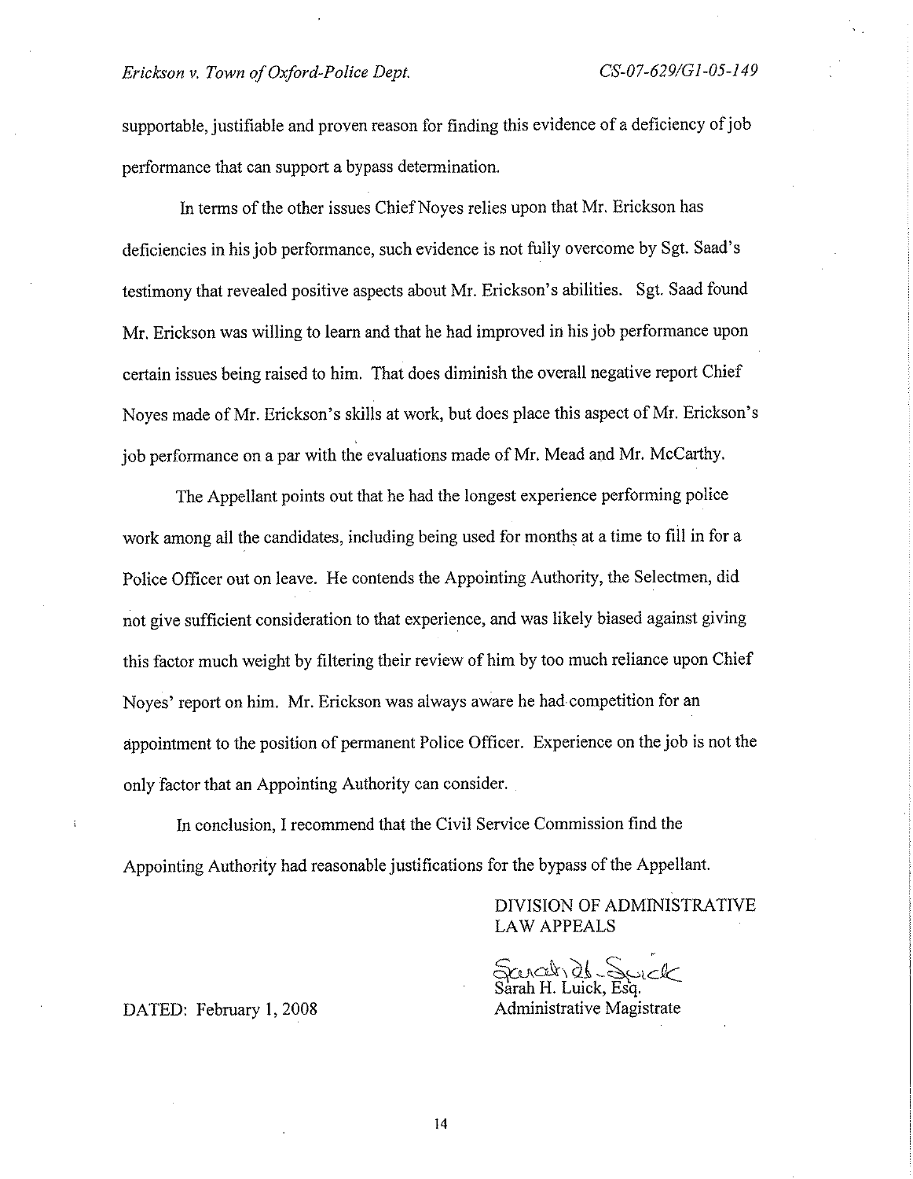supportable, justifiable and proven reason for finding this evidence of a deficiency of job performance that can support a bypass determination.

In terms of the other issues Chief Noyes relies upon that Mr. Erickson has deficiencies in his job performance, such evidence is not fully overcome by Sgt. Saad's testimony that revealed positive aspects about Mr. Erickson's abilities. Sgt. Saad found Mr. Erickson was willing to learn and that he had improved in his job performance upon certain issues being raised to him. That does diminish the overall negative report Chief Noyes made of Mr. Erickson's skills at work, but does place this aspect of Mr. Erickson's job performance on a par with the evaluations made of Mr. Mead and Mr. McCarthy.

The Appellant points out that he had the longest experience performing police work among all the candidates, including being used for months at a time to fill in for a Police Officer out on leave. He contends the Appointing Authority, the Selectmen, did not give sufficient consideration to that experience, and was likely biased against giving this factor much weight by filtering their review of him by too much reliance upon Chief Noyes' report on him. Mr. Erickson was always aware he had competition for an appointment to the position of permanent Police Officer. Experience on the job is not the only factor that an Appointing Authority can consider.

In conclusion, I recommend that the Civil Service Commission find the Appointing Authority had reasonable justifications for the bypass of the Appellant.

DIVISION OF ADMINISTRATIVE LAW APPEALS

Sarah H. Luick, Esq.
Administrative Magistrate

DATED: February 1, 2008